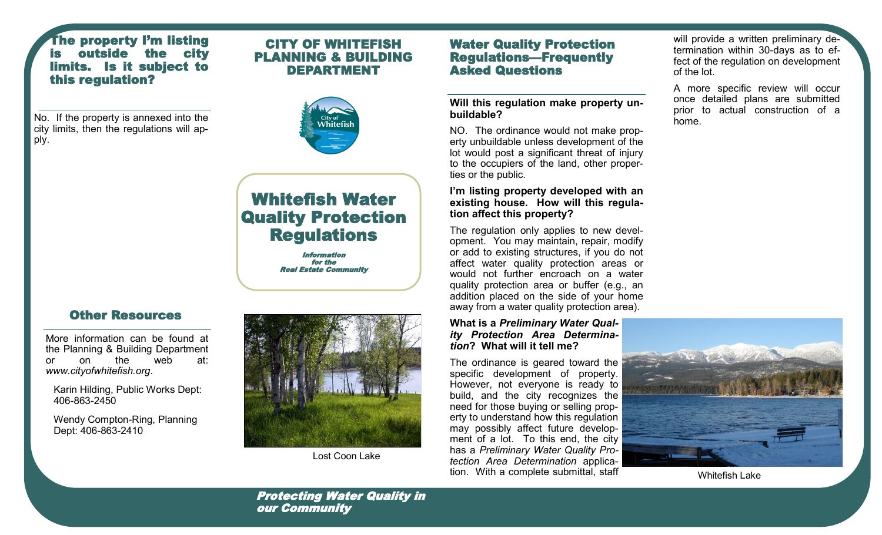## The property I'm listing is outside the city limits. Is it subject to this regulation?

No. If the property is annexed into the city limits, then the regulations will apply.

## Other Resources

More information can be found at the Planning & Building Department or on the web at: *www.cityofwhitefish.org*.

Karin Hilding, Public Works Dept: 406-863-2450

Wendy Compton-Ring, Planning Dept: 406-863-2410

## CITY OF WHITEFISH PLANNING & BUILDING DEPARTMENT

# Whitefish Water Quality Protection Regulations

***Information for the Real Estate Community***

Lost Coon Lake

***Protecting Water Quality in our Community***

## Water Quality Protection Regulations—Frequently Asked Questions

**Will this regulation make property unbuildable?**

NO. The ordinance would not make property unbuildable unless development of the lot would post a significant threat of injury to the occupiers of the land, other properties or the public.

**I'm listing property developed with an existing house. How will this regulation affect this property?**

The regulation only applies to new development. You may maintain, repair, modify or add to existing structures, if you do not affect water quality protection areas or would not further encroach on a water quality protection area or buffer (e.g., an addition placed on the side of your home away from a water quality protection area).

**What is a *Preliminary Water Quality Protection Area Determination*? What will it tell me?**

The ordinance is geared toward the specific development of property. However, not everyone is ready to build, and the city recognizes the need for those buying or selling property to understand how this regulation may possibly affect future development of a lot. To this end, the city has a *Preliminary Water Quality Protection Area Determination* application. With a complete submittal, staff will provide a written preliminary determination within 30-days as to effect of the regulation on development of the lot.

A more specific review will occur once detailed plans are submitted prior to actual construction of a home.

Whitefish Lake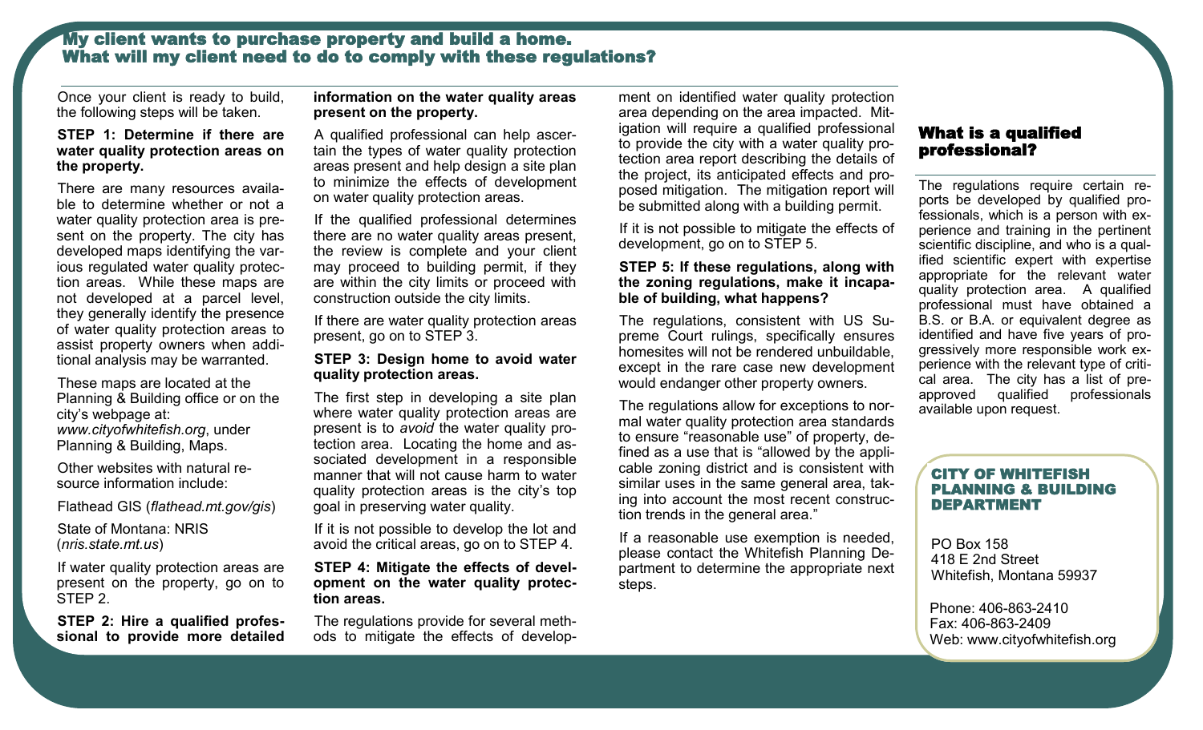## My client wants to purchase property and build a home. What will my client need to do to comply with these regulations?

Once your client is ready to build, the following steps will be taken.

**STEP 1: Determine if there are water quality protection areas on the property.**

There are many resources available to determine whether or not a water quality protection area is present on the property. The city has developed maps identifying the various regulated water quality protection areas. While these maps are not developed at a parcel level, they generally identify the presence of water quality protection areas to assist property owners when additional analysis may be warranted.

These maps are located at the Planning & Building office or on the city's webpage at: *www.cityofwhitefish.org*, under Planning & Building, Maps.

Other websites with natural resource information include:

Flathead GIS (*flathead.mt.gov/gis*)

State of Montana: NRIS (*nris.state.mt.us*)

If water quality protection areas are present on the property, go on to STEP 2.

**STEP 2: Hire a qualified professional to provide more detailed information on the water quality areas present on the property.**

A qualified professional can help ascertain the types of water quality protection areas present and help design a site plan to minimize the effects of development on water quality protection areas.

If the qualified professional determines there are no water quality areas present, the review is complete and your client may proceed to building permit, if they are within the city limits or proceed with construction outside the city limits.

If there are water quality protection areas present, go on to STEP 3.

**STEP 3: Design home to avoid water quality protection areas.**

The first step in developing a site plan where water quality protection areas are present is to *avoid* the water quality protection area. Locating the home and associated development in a responsible manner that will not cause harm to water quality protection areas is the city's top goal in preserving water quality.

If it is not possible to develop the lot and avoid the critical areas, go on to STEP 4.

**STEP 4: Mitigate the effects of development on the water quality protection areas.**

The regulations provide for several methods to mitigate the effects of development on identified water quality protection area depending on the area impacted. Mitigation will require a qualified professional to provide the city with a water quality protection area report describing the details of the project, its anticipated effects and proposed mitigation. The mitigation report will be submitted along with a building permit.

If it is not possible to mitigate the effects of development, go on to STEP 5.

**STEP 5: If these regulations, along with the zoning regulations, make it incapable of building, what happens?**

The regulations, consistent with US Supreme Court rulings, specifically ensures homesites will not be rendered unbuildable, except in the rare case new development would endanger other property owners.

The regulations allow for exceptions to normal water quality protection area standards to ensure "reasonable use" of property, defined as a use that is "allowed by the applicable zoning district and is consistent with similar uses in the same general area, taking into account the most recent construction trends in the general area."

If a reasonable use exemption is needed, please contact the Whitefish Planning Department to determine the appropriate next steps.

## What is a qualified professional?

The regulations require certain reports be developed by qualified professionals, which is a person with experience and training in the pertinent scientific discipline, and who is a qualified scientific expert with expertise appropriate for the relevant water quality protection area. A qualified professional must have obtained a B.S. or B.A. or equivalent degree as identified and have five years of progressively more responsible work experience with the relevant type of critical area. The city has a list of pre-approved qualified professionals available upon request.

### CITY OF WHITEFISH PLANNING & BUILDING DEPARTMENT

PO Box 158
418 E 2nd Street
Whitefish, Montana 59937

Phone: 406-863-2410
Fax: 406-863-2409
Web: www.cityofwhitefish.org